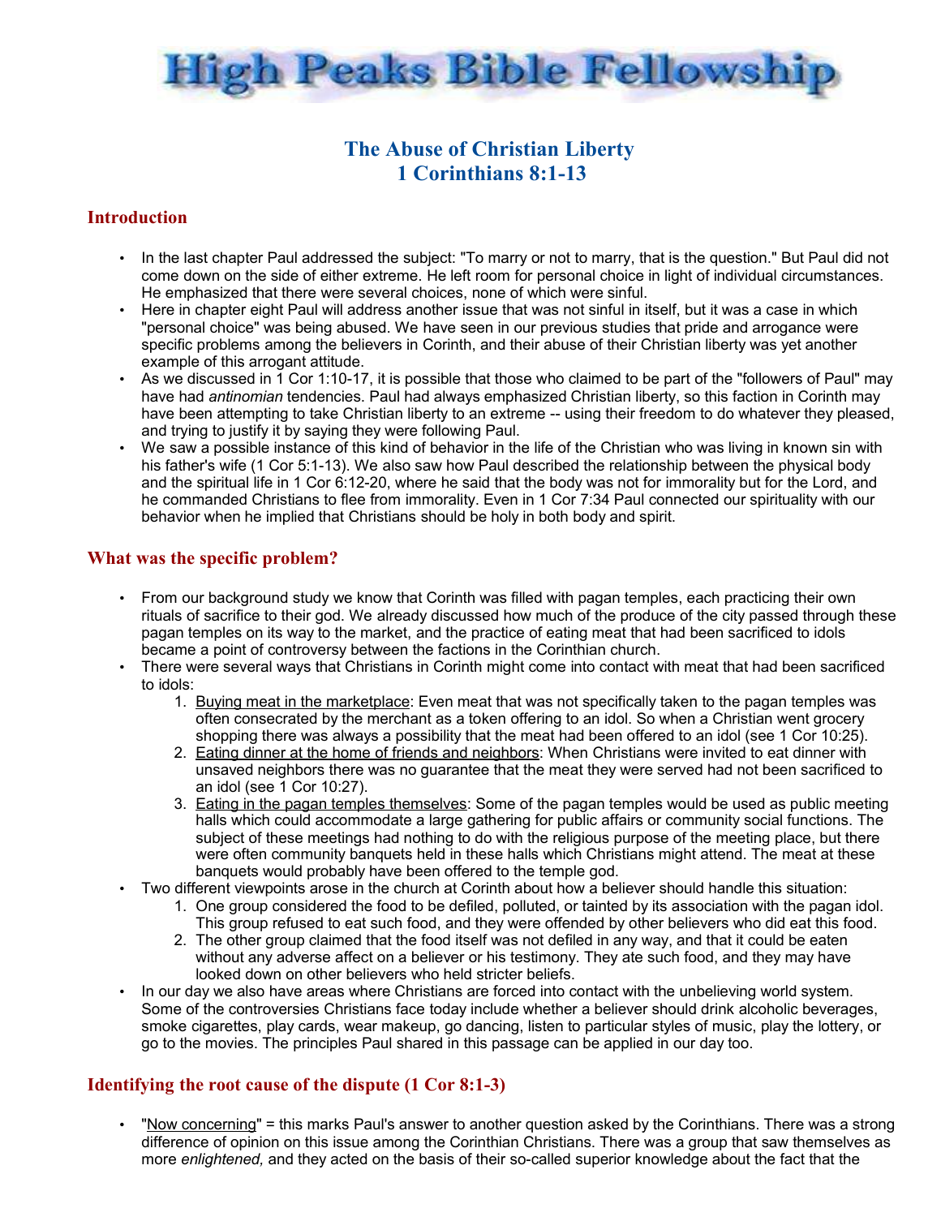# High Peaks Bible Fellowship

## The Abuse of Christian Liberty
## 1 Corinthians 8:1-13

### Introduction

- In the last chapter Paul addressed the subject: "To marry or not to marry, that is the question." But Paul did not come down on the side of either extreme. He left room for personal choice in light of individual circumstances. He emphasized that there were several choices, none of which were sinful.
- Here in chapter eight Paul will address another issue that was not sinful in itself, but it was a case in which "personal choice" was being abused. We have seen in our previous studies that pride and arrogance were specific problems among the believers in Corinth, and their abuse of their Christian liberty was yet another example of this arrogant attitude.
- As we discussed in 1 Cor 1:10-17, it is possible that those who claimed to be part of the "followers of Paul" may have had *antinomian* tendencies. Paul had always emphasized Christian liberty, so this faction in Corinth may have been attempting to take Christian liberty to an extreme -- using their freedom to do whatever they pleased, and trying to justify it by saying they were following Paul.
- We saw a possible instance of this kind of behavior in the life of the Christian who was living in known sin with his father's wife (1 Cor 5:1-13). We also saw how Paul described the relationship between the physical body and the spiritual life in 1 Cor 6:12-20, where he said that the body was not for immorality but for the Lord, and he commanded Christians to flee from immorality. Even in 1 Cor 7:34 Paul connected our spirituality with our behavior when he implied that Christians should be holy in both body and spirit.

### What was the specific problem?

- From our background study we know that Corinth was filled with pagan temples, each practicing their own rituals of sacrifice to their god. We already discussed how much of the produce of the city passed through these pagan temples on its way to the market, and the practice of eating meat that had been sacrificed to idols became a point of controversy between the factions in the Corinthian church.
- There were several ways that Christians in Corinth might come into contact with meat that had been sacrificed to idols:
  1. Buying meat in the marketplace: Even meat that was not specifically taken to the pagan temples was often consecrated by the merchant as a token offering to an idol. So when a Christian went grocery shopping there was always a possibility that the meat had been offered to an idol (see 1 Cor 10:25).
  2. Eating dinner at the home of friends and neighbors: When Christians were invited to eat dinner with unsaved neighbors there was no guarantee that the meat they were served had not been sacrificed to an idol (see 1 Cor 10:27).
  3. Eating in the pagan temples themselves: Some of the pagan temples would be used as public meeting halls which could accommodate a large gathering for public affairs or community social functions. The subject of these meetings had nothing to do with the religious purpose of the meeting place, but there were often community banquets held in these halls which Christians might attend. The meat at these banquets would probably have been offered to the temple god.
- Two different viewpoints arose in the church at Corinth about how a believer should handle this situation:
  1. One group considered the food to be defiled, polluted, or tainted by its association with the pagan idol. This group refused to eat such food, and they were offended by other believers who did eat this food.
  2. The other group claimed that the food itself was not defiled in any way, and that it could be eaten without any adverse affect on a believer or his testimony. They ate such food, and they may have looked down on other believers who held stricter beliefs.
- In our day we also have areas where Christians are forced into contact with the unbelieving world system. Some of the controversies Christians face today include whether a believer should drink alcoholic beverages, smoke cigarettes, play cards, wear makeup, go dancing, listen to particular styles of music, play the lottery, or go to the movies. The principles Paul shared in this passage can be applied in our day too.

### Identifying the root cause of the dispute (1 Cor 8:1-3)

- "Now concerning" = this marks Paul's answer to another question asked by the Corinthians. There was a strong difference of opinion on this issue among the Corinthian Christians. There was a group that saw themselves as more *enlightened,* and they acted on the basis of their so-called superior knowledge about the fact that the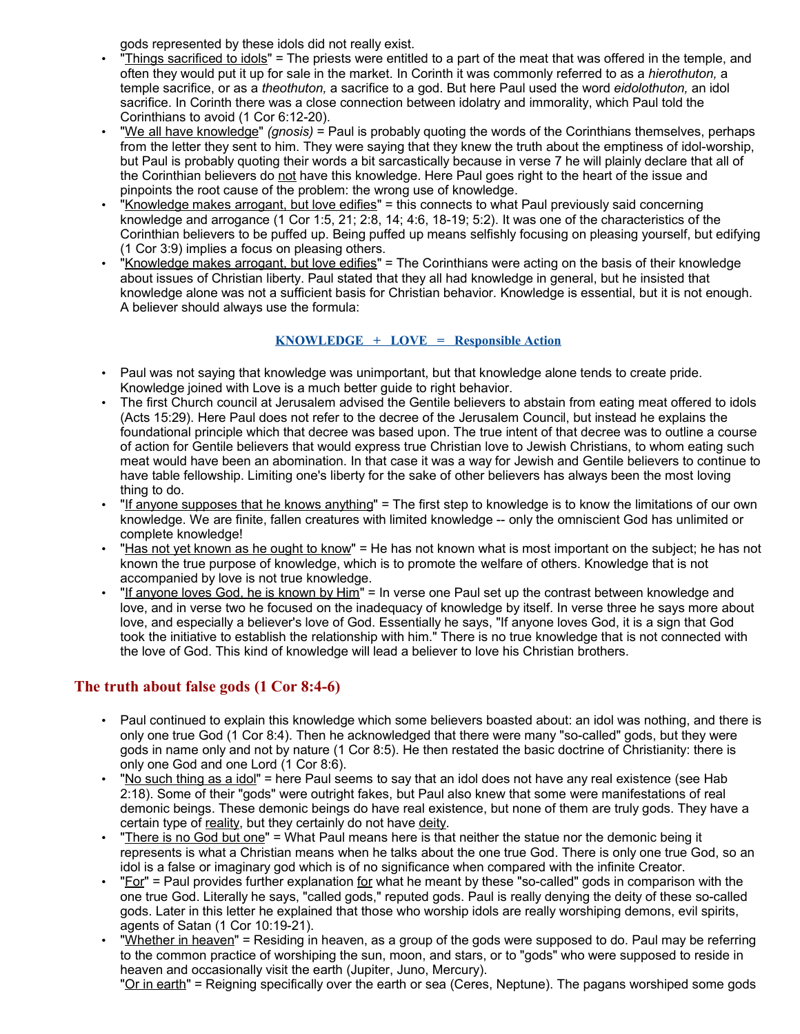gods represented by these idols did not really exist.

- "Things sacrificed to idols" = The priests were entitled to a part of the meat that was offered in the temple, and often they would put it up for sale in the market. In Corinth it was commonly referred to as a *hierothuton,* a temple sacrifice, or as a *theothuton,* a sacrifice to a god. But here Paul used the word *eidolothuton,* an idol sacrifice. In Corinth there was a close connection between idolatry and immorality, which Paul told the Corinthians to avoid (1 Cor 6:12-20).
- "We all have knowledge" *(gnosis)* = Paul is probably quoting the words of the Corinthians themselves, perhaps from the letter they sent to him. They were saying that they knew the truth about the emptiness of idol-worship, but Paul is probably quoting their words a bit sarcastically because in verse 7 he will plainly declare that all of the Corinthian believers do not have this knowledge. Here Paul goes right to the heart of the issue and pinpoints the root cause of the problem: the wrong use of knowledge.
- "Knowledge makes arrogant, but love edifies" = this connects to what Paul previously said concerning knowledge and arrogance (1 Cor 1:5, 21; 2:8, 14; 4:6, 18-19; 5:2). It was one of the characteristics of the Corinthian believers to be puffed up. Being puffed up means selfishly focusing on pleasing yourself, but edifying (1 Cor 3:9) implies a focus on pleasing others.
- "Knowledge makes arrogant, but love edifies" = The Corinthians were acting on the basis of their knowledge about issues of Christian liberty. Paul stated that they all had knowledge in general, but he insisted that knowledge alone was not a sufficient basis for Christian behavior. Knowledge is essential, but it is not enough. A believer should always use the formula:

**KNOWLEDGE + LOVE = Responsible Action**

- Paul was not saying that knowledge was unimportant, but that knowledge alone tends to create pride. Knowledge joined with Love is a much better guide to right behavior.
- The first Church council at Jerusalem advised the Gentile believers to abstain from eating meat offered to idols (Acts 15:29). Here Paul does not refer to the decree of the Jerusalem Council, but instead he explains the foundational principle which that decree was based upon. The true intent of that decree was to outline a course of action for Gentile believers that would express true Christian love to Jewish Christians, to whom eating such meat would have been an abomination. In that case it was a way for Jewish and Gentile believers to continue to have table fellowship. Limiting one's liberty for the sake of other believers has always been the most loving thing to do.
- "If anyone supposes that he knows anything" = The first step to knowledge is to know the limitations of our own knowledge. We are finite, fallen creatures with limited knowledge -- only the omniscient God has unlimited or complete knowledge!
- "Has not yet known as he ought to know" = He has not known what is most important on the subject; he has not known the true purpose of knowledge, which is to promote the welfare of others. Knowledge that is not accompanied by love is not true knowledge.
- "If anyone loves God, he is known by Him" = In verse one Paul set up the contrast between knowledge and love, and in verse two he focused on the inadequacy of knowledge by itself. In verse three he says more about love, and especially a believer's love of God. Essentially he says, "If anyone loves God, it is a sign that God took the initiative to establish the relationship with him." There is no true knowledge that is not connected with the love of God. This kind of knowledge will lead a believer to love his Christian brothers.

## The truth about false gods (1 Cor 8:4-6)

- Paul continued to explain this knowledge which some believers boasted about: an idol was nothing, and there is only one true God (1 Cor 8:4). Then he acknowledged that there were many "so-called" gods, but they were gods in name only and not by nature (1 Cor 8:5). He then restated the basic doctrine of Christianity: there is only one God and one Lord (1 Cor 8:6).
- "No such thing as a idol" = here Paul seems to say that an idol does not have any real existence (see Hab 2:18). Some of their "gods" were outright fakes, but Paul also knew that some were manifestations of real demonic beings. These demonic beings do have real existence, but none of them are truly gods. They have a certain type of reality, but they certainly do not have deity.
- "There is no God but one" = What Paul means here is that neither the statue nor the demonic being it represents is what a Christian means when he talks about the one true God. There is only one true God, so an idol is a false or imaginary god which is of no significance when compared with the infinite Creator.
- "For" = Paul provides further explanation for what he meant by these "so-called" gods in comparison with the one true God. Literally he says, "called gods," reputed gods. Paul is really denying the deity of these so-called gods. Later in this letter he explained that those who worship idols are really worshiping demons, evil spirits, agents of Satan (1 Cor 10:19-21).
- "Whether in heaven" = Residing in heaven, as a group of the gods were supposed to do. Paul may be referring to the common practice of worshiping the sun, moon, and stars, or to "gods" who were supposed to reside in heaven and occasionally visit the earth (Jupiter, Juno, Mercury).
  "Or in earth" = Reigning specifically over the earth or sea (Ceres, Neptune). The pagans worshiped some gods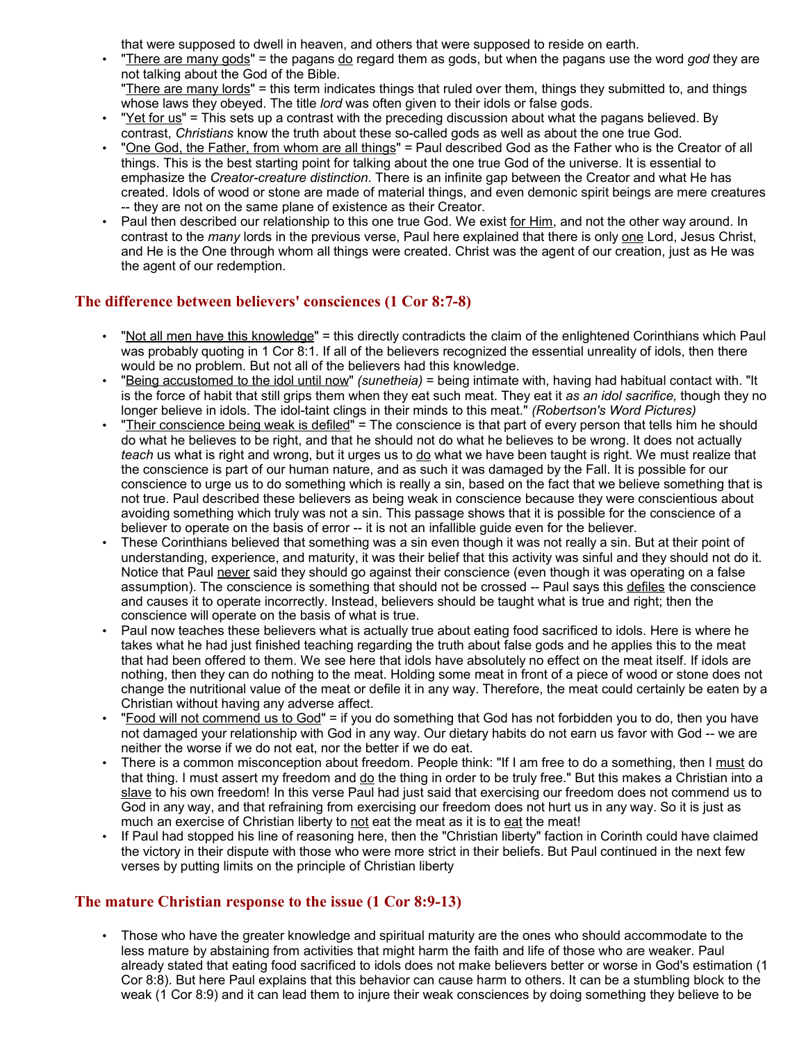that were supposed to dwell in heaven, and others that were supposed to reside on earth.

- "There are many gods" = the pagans do regard them as gods, but when the pagans use the word *god* they are not talking about the God of the Bible.
  "There are many lords" = this term indicates things that ruled over them, things they submitted to, and things whose laws they obeyed. The title *lord* was often given to their idols or false gods.
- "Yet for us" = This sets up a contrast with the preceding discussion about what the pagans believed. By contrast, *Christians* know the truth about these so-called gods as well as about the one true God.
- "One God, the Father, from whom are all things" = Paul described God as the Father who is the Creator of all things. This is the best starting point for talking about the one true God of the universe. It is essential to emphasize the *Creator-creature distinction*. There is an infinite gap between the Creator and what He has created. Idols of wood or stone are made of material things, and even demonic spirit beings are mere creatures -- they are not on the same plane of existence as their Creator.
- Paul then described our relationship to this one true God. We exist for Him, and not the other way around. In contrast to the *many* lords in the previous verse, Paul here explained that there is only one Lord, Jesus Christ, and He is the One through whom all things were created. Christ was the agent of our creation, just as He was the agent of our redemption.

## The difference between believers' consciences (1 Cor 8:7-8)

- "Not all men have this knowledge" = this directly contradicts the claim of the enlightened Corinthians which Paul was probably quoting in 1 Cor 8:1. If all of the believers recognized the essential unreality of idols, then there would be no problem. But not all of the believers had this knowledge.
- "Being accustomed to the idol until now" *(sunetheia)* = being intimate with, having had habitual contact with. "It is the force of habit that still grips them when they eat such meat. They eat it *as an idol sacrifice,* though they no longer believe in idols. The idol-taint clings in their minds to this meat." *(Robertson's Word Pictures)*
- "Their conscience being weak is defiled" = The conscience is that part of every person that tells him he should do what he believes to be right, and that he should not do what he believes to be wrong. It does not actually *teach* us what is right and wrong, but it urges us to do what we have been taught is right. We must realize that the conscience is part of our human nature, and as such it was damaged by the Fall. It is possible for our conscience to urge us to do something which is really a sin, based on the fact that we believe something that is not true. Paul described these believers as being weak in conscience because they were conscientious about avoiding something which truly was not a sin. This passage shows that it is possible for the conscience of a believer to operate on the basis of error -- it is not an infallible guide even for the believer.
- These Corinthians believed that something was a sin even though it was not really a sin. But at their point of understanding, experience, and maturity, it was their belief that this activity was sinful and they should not do it. Notice that Paul never said they should go against their conscience (even though it was operating on a false assumption). The conscience is something that should not be crossed -- Paul says this defiles the conscience and causes it to operate incorrectly. Instead, believers should be taught what is true and right; then the conscience will operate on the basis of what is true.
- Paul now teaches these believers what is actually true about eating food sacrificed to idols. Here is where he takes what he had just finished teaching regarding the truth about false gods and he applies this to the meat that had been offered to them. We see here that idols have absolutely no effect on the meat itself. If idols are nothing, then they can do nothing to the meat. Holding some meat in front of a piece of wood or stone does not change the nutritional value of the meat or defile it in any way. Therefore, the meat could certainly be eaten by a Christian without having any adverse affect.
- "Food will not commend us to God" = if you do something that God has not forbidden you to do, then you have not damaged your relationship with God in any way. Our dietary habits do not earn us favor with God -- we are neither the worse if we do not eat, nor the better if we do eat.
- There is a common misconception about freedom. People think: "If I am free to do a something, then I must do that thing. I must assert my freedom and do the thing in order to be truly free." But this makes a Christian into a slave to his own freedom! In this verse Paul had just said that exercising our freedom does not commend us to God in any way, and that refraining from exercising our freedom does not hurt us in any way. So it is just as much an exercise of Christian liberty to not eat the meat as it is to eat the meat!
- If Paul had stopped his line of reasoning here, then the "Christian liberty" faction in Corinth could have claimed the victory in their dispute with those who were more strict in their beliefs. But Paul continued in the next few verses by putting limits on the principle of Christian liberty

## The mature Christian response to the issue (1 Cor 8:9-13)

- Those who have the greater knowledge and spiritual maturity are the ones who should accommodate to the less mature by abstaining from activities that might harm the faith and life of those who are weaker. Paul already stated that eating food sacrificed to idols does not make believers better or worse in God's estimation (1 Cor 8:8). But here Paul explains that this behavior can cause harm to others. It can be a stumbling block to the weak (1 Cor 8:9) and it can lead them to injure their weak consciences by doing something they believe to be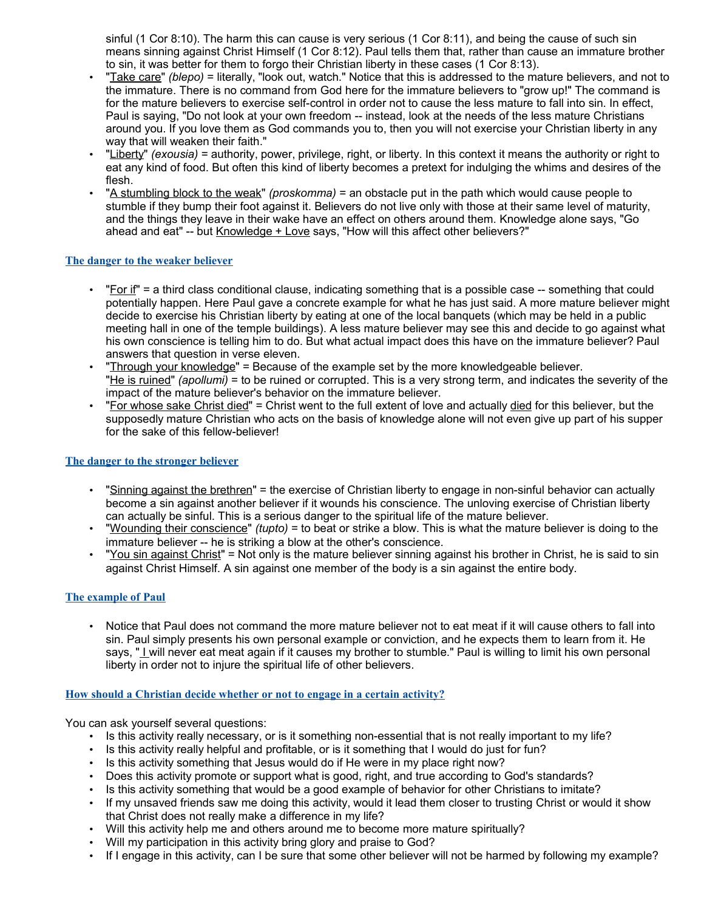sinful (1 Cor 8:10). The harm this can cause is very serious (1 Cor 8:11), and being the cause of such sin means sinning against Christ Himself (1 Cor 8:12). Paul tells them that, rather than cause an immature brother to sin, it was better for them to forgo their Christian liberty in these cases (1 Cor 8:13).

- "Take care" *(blepo)* = literally, "look out, watch." Notice that this is addressed to the mature believers, and not to the immature. There is no command from God here for the immature believers to "grow up!" The command is for the mature believers to exercise self-control in order not to cause the less mature to fall into sin. In effect, Paul is saying, "Do not look at your own freedom -- instead, look at the needs of the less mature Christians around you. If you love them as God commands you to, then you will not exercise your Christian liberty in any way that will weaken their faith."
- "Liberty" *(exousia)* = authority, power, privilege, right, or liberty. In this context it means the authority or right to eat any kind of food. But often this kind of liberty becomes a pretext for indulging the whims and desires of the flesh.
- "A stumbling block to the weak" *(proskomma)* = an obstacle put in the path which would cause people to stumble if they bump their foot against it. Believers do not live only with those at their same level of maturity, and the things they leave in their wake have an effect on others around them. Knowledge alone says, "Go ahead and eat" -- but Knowledge + Love says, "How will this affect other believers?"

### The danger to the weaker believer

- "For if" = a third class conditional clause, indicating something that is a possible case -- something that could potentially happen. Here Paul gave a concrete example for what he has just said. A more mature believer might decide to exercise his Christian liberty by eating at one of the local banquets (which may be held in a public meeting hall in one of the temple buildings). A less mature believer may see this and decide to go against what his own conscience is telling him to do. But what actual impact does this have on the immature believer? Paul answers that question in verse eleven.
- "Through your knowledge" = Because of the example set by the more knowledgeable believer. "He is ruined" *(apollumi)* = to be ruined or corrupted. This is a very strong term, and indicates the severity of the impact of the mature believer's behavior on the immature believer.
- "For whose sake Christ died" = Christ went to the full extent of love and actually died for this believer, but the supposedly mature Christian who acts on the basis of knowledge alone will not even give up part of his supper for the sake of this fellow-believer!

### The danger to the stronger believer

- "Sinning against the brethren" = the exercise of Christian liberty to engage in non-sinful behavior can actually become a sin against another believer if it wounds his conscience. The unloving exercise of Christian liberty can actually be sinful. This is a serious danger to the spiritual life of the mature believer.
- "Wounding their conscience" *(tupto)* = to beat or strike a blow. This is what the mature believer is doing to the immature believer -- he is striking a blow at the other's conscience.
- "You sin against Christ" = Not only is the mature believer sinning against his brother in Christ, he is said to sin against Christ Himself. A sin against one member of the body is a sin against the entire body.

### The example of Paul

- Notice that Paul does not command the more mature believer not to eat meat if it will cause others to fall into sin. Paul simply presents his own personal example or conviction, and he expects them to learn from it. He says, "I will never eat meat again if it causes my brother to stumble." Paul is willing to limit his own personal liberty in order not to injure the spiritual life of other believers.

### How should a Christian decide whether or not to engage in a certain activity?

You can ask yourself several questions:

- Is this activity really necessary, or is it something non-essential that is not really important to my life?
- Is this activity really helpful and profitable, or is it something that I would do just for fun?
- Is this activity something that Jesus would do if He were in my place right now?
- Does this activity promote or support what is good, right, and true according to God's standards?
- Is this activity something that would be a good example of behavior for other Christians to imitate?
- If my unsaved friends saw me doing this activity, would it lead them closer to trusting Christ or would it show that Christ does not really make a difference in my life?
- Will this activity help me and others around me to become more mature spiritually?
- Will my participation in this activity bring glory and praise to God?
- If I engage in this activity, can I be sure that some other believer will not be harmed by following my example?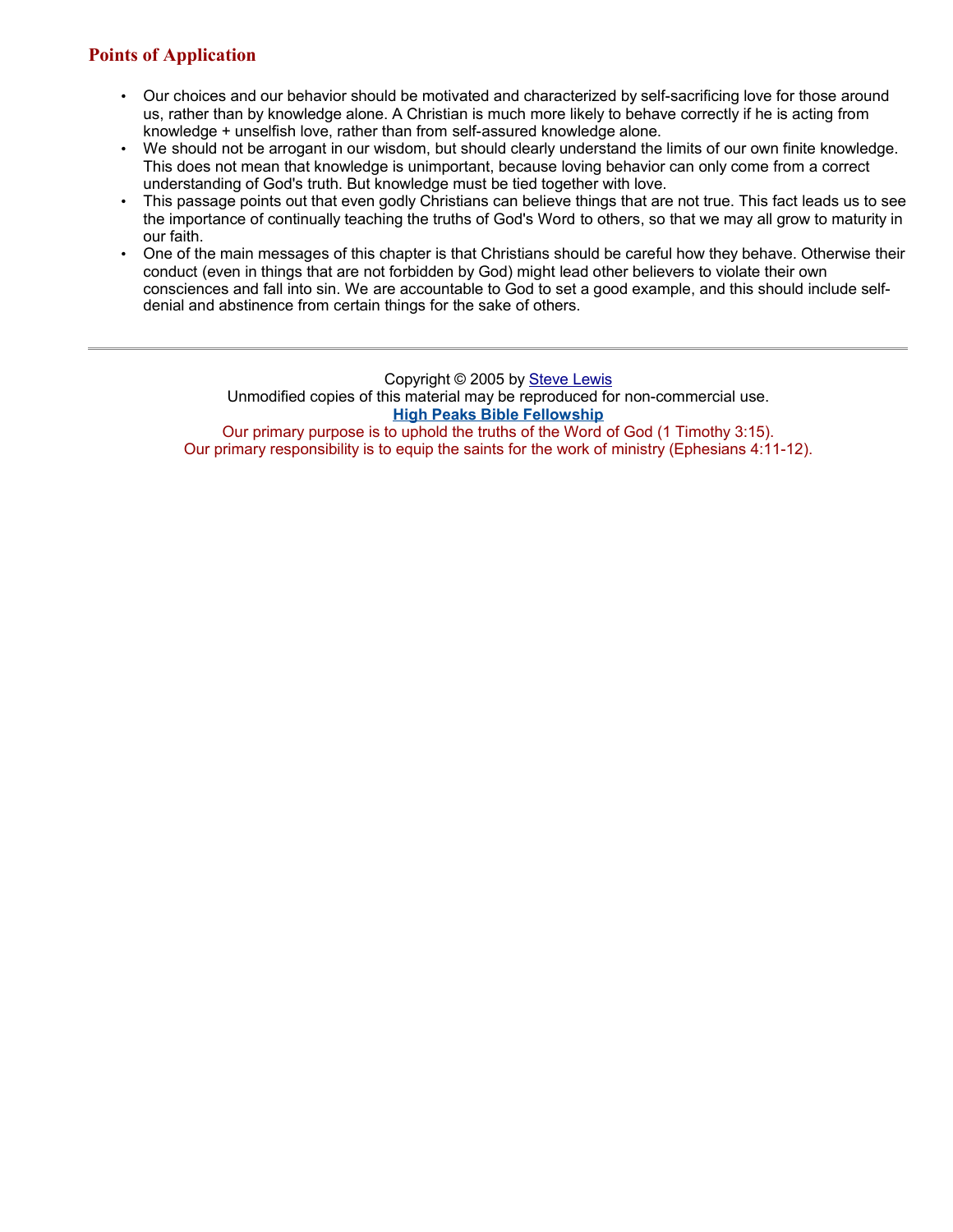## Points of Application

- Our choices and our behavior should be motivated and characterized by self-sacrificing love for those around us, rather than by knowledge alone. A Christian is much more likely to behave correctly if he is acting from knowledge + unselfish love, rather than from self-assured knowledge alone.
- We should not be arrogant in our wisdom, but should clearly understand the limits of our own finite knowledge. This does not mean that knowledge is unimportant, because loving behavior can only come from a correct understanding of God's truth. But knowledge must be tied together with love.
- This passage points out that even godly Christians can believe things that are not true. This fact leads us to see the importance of continually teaching the truths of God's Word to others, so that we may all grow to maturity in our faith.
- One of the main messages of this chapter is that Christians should be careful how they behave. Otherwise their conduct (even in things that are not forbidden by God) might lead other believers to violate their own consciences and fall into sin. We are accountable to God to set a good example, and this should include self-denial and abstinence from certain things for the sake of others.

---

Copyright © 2005 by Steve Lewis
Unmodified copies of this material may be reproduced for non-commercial use.
**High Peaks Bible Fellowship**
Our primary purpose is to uphold the truths of the Word of God (1 Timothy 3:15).
Our primary responsibility is to equip the saints for the work of ministry (Ephesians 4:11-12).